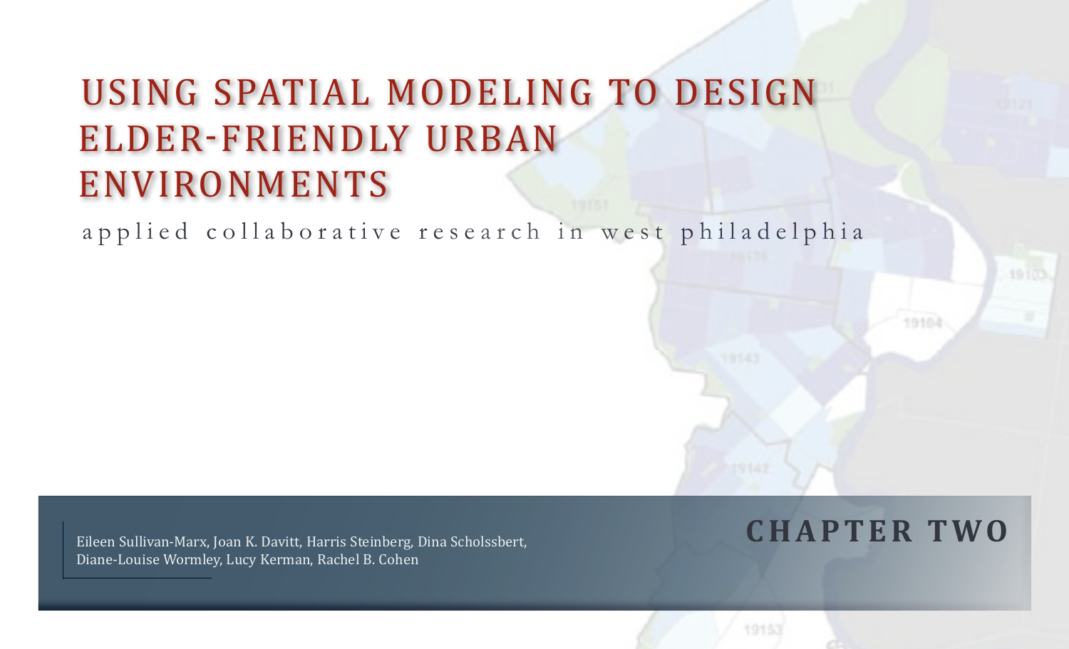# USING SPATIAL MODELING TO DESIGN ELDER-FRIENDLY URBAN ENVIRONMENTS

applied collaborative research in west philadelphia

Eileen Sullivan-Marx, Joan K. Davitt, Harris Steinberg, Dina Scholssbert, Diane-Louise Wormley, Lucy Kerman, Rachel B. Cohen

**CHAPTER TWO**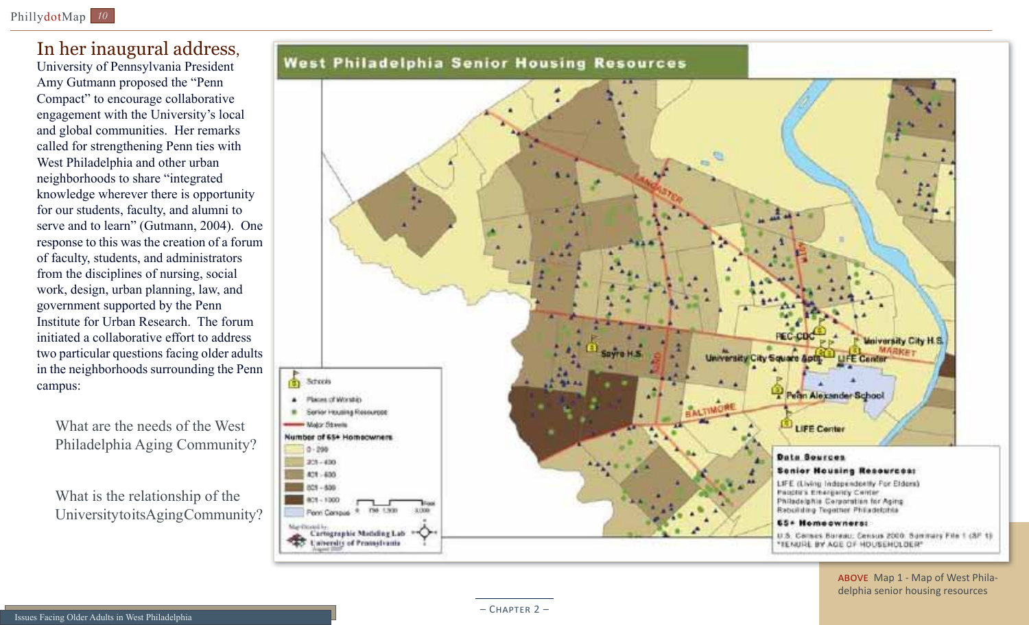In her inaugural address, University of Pennsylvania President Amy Gutmann proposed the "Penn Compact" to encourage collaborative engagement with the University's local and global communities. Her remarks called for strengthening Penn ties with West Philadelphia and other urban neighborhoods to share "integrated knowledge wherever there is opportunity for our students, faculty, and alumni to serve and to learn" (Gutmann, 2004). One response to this was the creation of a forum of faculty, students, and administrators from the disciplines of nursing, social work, design, urban planning, law, and government supported by the Penn Institute for Urban Research. The forum initiated a collaborative effort to address two particular questions facing older adults in the neighborhoods surrounding the Penn campus:

> What are the needs of the West Philadelphia Aging Community?
>
> What is the relationship of the University to its Aging Community?

**West Philadelphia Senior Housing Resources**

Legend: Schools; Places of Worship; Senior Housing Resources; Major Streets

Number of 65+ Homeowners: 0 - 200; 201 - 400; 401 - 600; 601 - 800; 801 - 1000; Penn Campus

Map Created by: Cartographic Modeling Lab, University of Pennsylvania, August 2007

**Data Sources**

**Senior Housing Resources:**
LIFE (Living Independently For Elders)
Paulsen's Emergency Center
Philadelphia Corporation for Aging
Rebuilding Together Philadelphia

**65+ Homeowners:**
U.S. Census Bureau; Census 2000 Summary File 1 (SF 1) "TENURE BY AGE OF HOUSEHOLDER"

ABOVE Map 1 - Map of West Philadelphia senior housing resources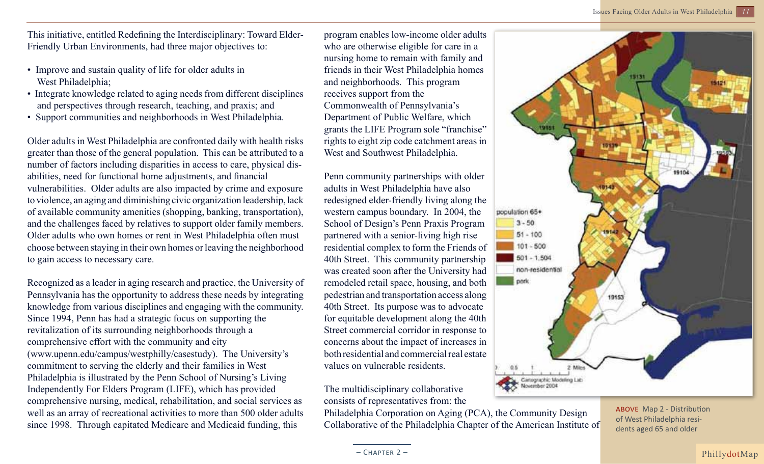This initiative, entitled Redefining the Interdisciplinary: Toward Elder-Friendly Urban Environments, had three major objectives to:

- Improve and sustain quality of life for older adults in West Philadelphia;
- Integrate knowledge related to aging needs from different disciplines and perspectives through research, teaching, and praxis; and
- Support communities and neighborhoods in West Philadelphia.

Older adults in West Philadelphia are confronted daily with health risks greater than those of the general population. This can be attributed to a number of factors including disparities in access to care, physical disabilities, need for functional home adjustments, and financial vulnerabilities. Older adults are also impacted by crime and exposure to violence, an aging and diminishing civic organization leadership, lack of available community amenities (shopping, banking, transportation), and the challenges faced by relatives to support older family members. Older adults who own homes or rent in West Philadelphia often must choose between staying in their own homes or leaving the neighborhood to gain access to necessary care.

Recognized as a leader in aging research and practice, the University of Pennsylvania has the opportunity to address these needs by integrating knowledge from various disciplines and engaging with the community. Since 1994, Penn has had a strategic focus on supporting the revitalization of its surrounding neighborhoods through a comprehensive effort with the community and city (www.upenn.edu/campus/westphilly/casestudy). The University's commitment to serving the elderly and their families in West Philadelphia is illustrated by the Penn School of Nursing's Living Independently For Elders Program (LIFE), which has provided comprehensive nursing, medical, rehabilitation, and social services as well as an array of recreational activities to more than 500 older adults since 1998. Through capitated Medicare and Medicaid funding, this program enables low-income older adults who are otherwise eligible for care in a nursing home to remain with family and friends in their West Philadelphia homes and neighborhoods. This program receives support from the Commonwealth of Pennsylvania's Department of Public Welfare, which grants the LIFE Program sole "franchise" rights to eight zip code catchment areas in West and Southwest Philadelphia.

Penn community partnerships with older adults in West Philadelphia have also redesigned elder-friendly living along the western campus boundary. In 2004, the School of Design's Penn Praxis Program partnered with a senior-living high rise residential complex to form the Friends of 40th Street. This community partnership was created soon after the University had remodeled retail space, housing, and both pedestrian and transportation access along 40th Street. Its purpose was to advocate for equitable development along the 40th Street commercial corridor in response to concerns about the impact of increases in both residential and commercial real estate values on vulnerable residents.

The multidisciplinary collaborative consists of representatives from: the Philadelphia Corporation on Aging (PCA), the Community Design Collaborative of the Philadelphia Chapter of the American Institute of

**ABOVE** Map 2 - Distribution of West Philadelphia residents aged 65 and older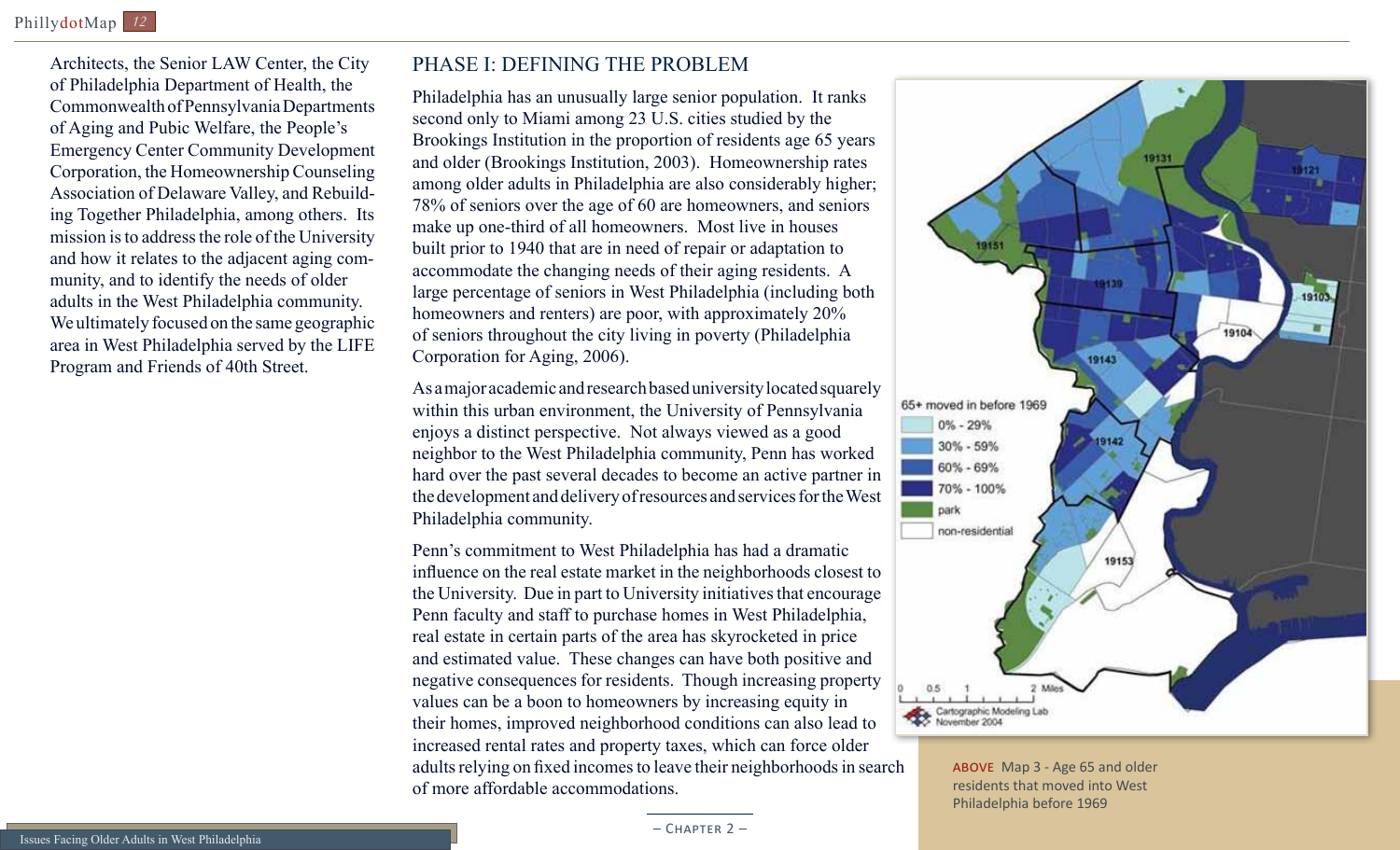Architects, the Senior LAW Center, the City of Philadelphia Department of Health, the Commonwealth of Pennsylvania Departments of Aging and Pubic Welfare, the People's Emergency Center Community Development Corporation, the Homeownership Counseling Association of Delaware Valley, and Rebuilding Together Philadelphia, among others. Its mission is to address the role of the University and how it relates to the adjacent aging community, and to identify the needs of older adults in the West Philadelphia community. We ultimately focused on the same geographic area in West Philadelphia served by the LIFE Program and Friends of 40th Street.

## PHASE I: DEFINING THE PROBLEM

Philadelphia has an unusually large senior population. It ranks second only to Miami among 23 U.S. cities studied by the Brookings Institution in the proportion of residents age 65 years and older (Brookings Institution, 2003). Homeownership rates among older adults in Philadelphia are also considerably higher; 78% of seniors over the age of 60 are homeowners, and seniors make up one-third of all homeowners. Most live in houses built prior to 1940 that are in need of repair or adaptation to accommodate the changing needs of their aging residents. A large percentage of seniors in West Philadelphia (including both homeowners and renters) are poor, with approximately 20% of seniors throughout the city living in poverty (Philadelphia Corporation for Aging, 2006).

As a major academic and research based university located squarely within this urban environment, the University of Pennsylvania enjoys a distinct perspective. Not always viewed as a good neighbor to the West Philadelphia community, Penn has worked hard over the past several decades to become an active partner in the development and delivery of resources and services for the West Philadelphia community.

Penn's commitment to West Philadelphia has had a dramatic influence on the real estate market in the neighborhoods closest to the University. Due in part to University initiatives that encourage Penn faculty and staff to purchase homes in West Philadelphia, real estate in certain parts of the area has skyrocketed in price and estimated value. These changes can have both positive and negative consequences for residents. Though increasing property values can be a boon to homeowners by increasing equity in their homes, improved neighborhood conditions can also lead to increased rental rates and property taxes, which can force older adults relying on fixed incomes to leave their neighborhoods in search of more affordable accommodations.

**ABOVE** Map 3 - Age 65 and older residents that moved into West Philadelphia before 1969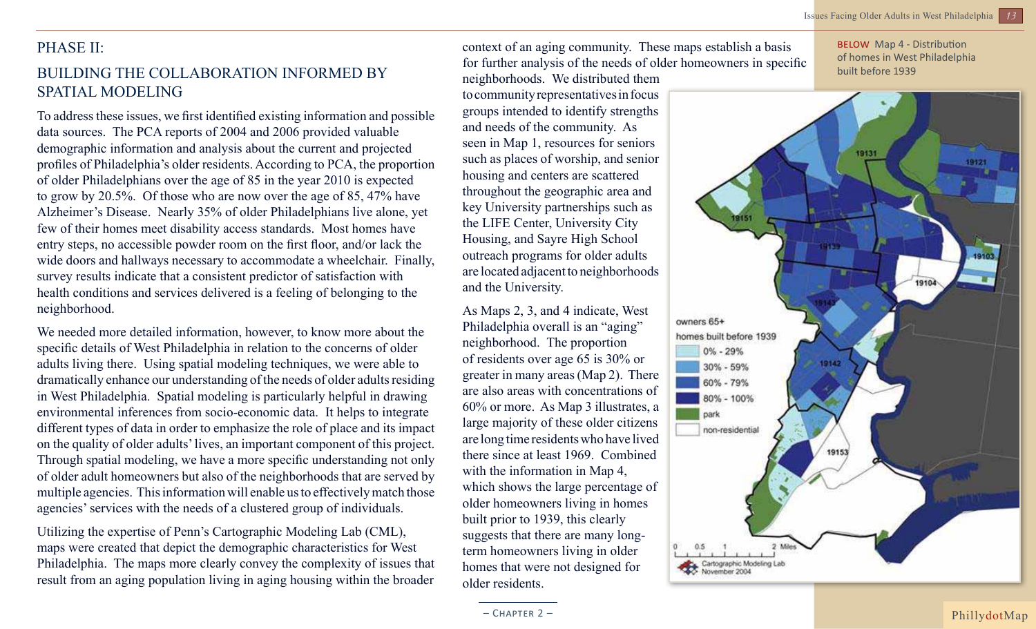## PHASE II:

## BUILDING THE COLLABORATION INFORMED BY SPATIAL MODELING

To address these issues, we first identified existing information and possible data sources. The PCA reports of 2004 and 2006 provided valuable demographic information and analysis about the current and projected profiles of Philadelphia's older residents. According to PCA, the proportion of older Philadelphians over the age of 85 in the year 2010 is expected to grow by 20.5%. Of those who are now over the age of 85, 47% have Alzheimer's Disease. Nearly 35% of older Philadelphians live alone, yet few of their homes meet disability access standards. Most homes have entry steps, no accessible powder room on the first floor, and/or lack the wide doors and hallways necessary to accommodate a wheelchair. Finally, survey results indicate that a consistent predictor of satisfaction with health conditions and services delivered is a feeling of belonging to the neighborhood.

We needed more detailed information, however, to know more about the specific details of West Philadelphia in relation to the concerns of older adults living there. Using spatial modeling techniques, we were able to dramatically enhance our understanding of the needs of older adults residing in West Philadelphia. Spatial modeling is particularly helpful in drawing environmental inferences from socio-economic data. It helps to integrate different types of data in order to emphasize the role of place and its impact on the quality of older adults' lives, an important component of this project. Through spatial modeling, we have a more specific understanding not only of older adult homeowners but also of the neighborhoods that are served by multiple agencies. This information will enable us to effectively match those agencies' services with the needs of a clustered group of individuals.

Utilizing the expertise of Penn's Cartographic Modeling Lab (CML), maps were created that depict the demographic characteristics for West Philadelphia. The maps more clearly convey the complexity of issues that result from an aging population living in aging housing within the broader context of an aging community. These maps establish a basis for further analysis of the needs of older homeowners in specific neighborhoods. We distributed them to community representatives in focus groups intended to identify strengths and needs of the community. As seen in Map 1, resources for seniors such as places of worship, and senior housing and centers are scattered throughout the geographic area and key University partnerships such as the LIFE Center, University City Housing, and Sayre High School outreach programs for older adults are located adjacent to neighborhoods and the University.

As Maps 2, 3, and 4 indicate, West Philadelphia overall is an "aging" neighborhood. The proportion of residents over age 65 is 30% or greater in many areas (Map 2). There are also areas with concentrations of 60% or more. As Map 3 illustrates, a large majority of these older citizens are long time residents who have lived there since at least 1969. Combined with the information in Map 4, which shows the large percentage of older homeowners living in homes built prior to 1939, this clearly suggests that there are many long-term homeowners living in older homes that were not designed for older residents.

**BELOW** Map 4 - Distribution of homes in West Philadelphia built before 1939

owners 65+ homes built before 1939
- 0% - 29%
- 30% - 59%
- 60% - 79%
- 80% - 100%
- park
- non-residential

19131, 19121, 19151, 19139, 19103, 19104, 19143, 19142, 19153

0 0.5 1 2 Miles

Cartographic Modeling Lab November 2004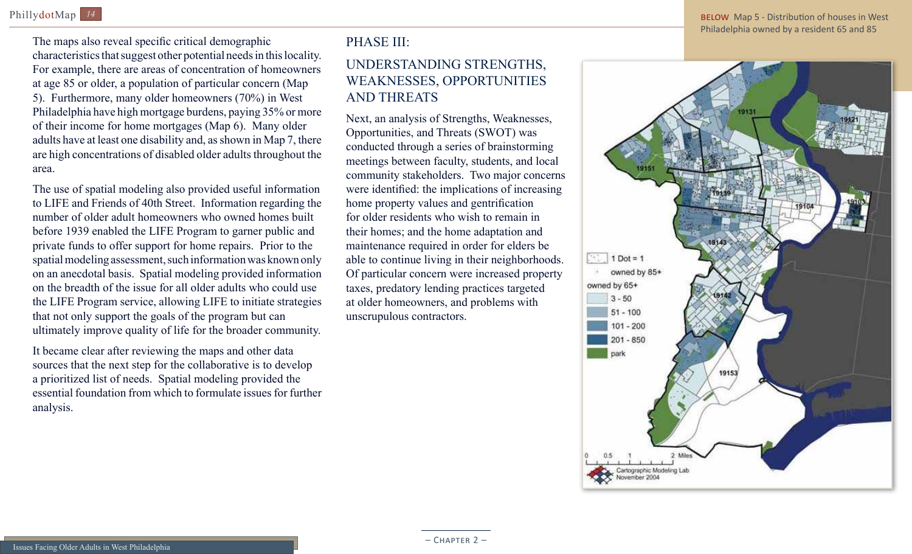The maps also reveal specific critical demographic characteristics that suggest other potential needs in this locality. For example, there are areas of concentration of homeowners at age 85 or older, a population of particular concern (Map 5). Furthermore, many older homeowners (70%) in West Philadelphia have high mortgage burdens, paying 35% or more of their income for home mortgages (Map 6). Many older adults have at least one disability and, as shown in Map 7, there are high concentrations of disabled older adults throughout the area.

The use of spatial modeling also provided useful information to LIFE and Friends of 40th Street. Information regarding the number of older adult homeowners who owned homes built before 1939 enabled the LIFE Program to garner public and private funds to offer support for home repairs. Prior to the spatial modeling assessment, such information was known only on an anecdotal basis. Spatial modeling provided information on the breadth of the issue for all older adults who could use the LIFE Program service, allowing LIFE to initiate strategies that not only support the goals of the program but can ultimately improve quality of life for the broader community.

It became clear after reviewing the maps and other data sources that the next step for the collaborative is to develop a prioritized list of needs. Spatial modeling provided the essential foundation from which to formulate issues for further analysis.

## PHASE III:

## UNDERSTANDING STRENGTHS, WEAKNESSES, OPPORTUNITIES AND THREATS

Next, an analysis of Strengths, Weaknesses, Opportunities, and Threats (SWOT) was conducted through a series of brainstorming meetings between faculty, students, and local community stakeholders. Two major concerns were identified: the implications of increasing home property values and gentrification for older residents who wish to remain in their homes; and the home adaptation and maintenance required in order for elders be able to continue living in their neighborhoods. Of particular concern were increased property taxes, predatory lending practices targeted at older homeowners, and problems with unscrupulous contractors.

**BELOW** Map 5 - Distribution of houses in West Philadelphia owned by a resident 65 and 85

1 Dot = 1 owned by 85+

owned by 65+
- 3 - 50
- 51 - 100
- 101 - 200
- 201 - 850
- park

Cartographic Modeling Lab
November 2004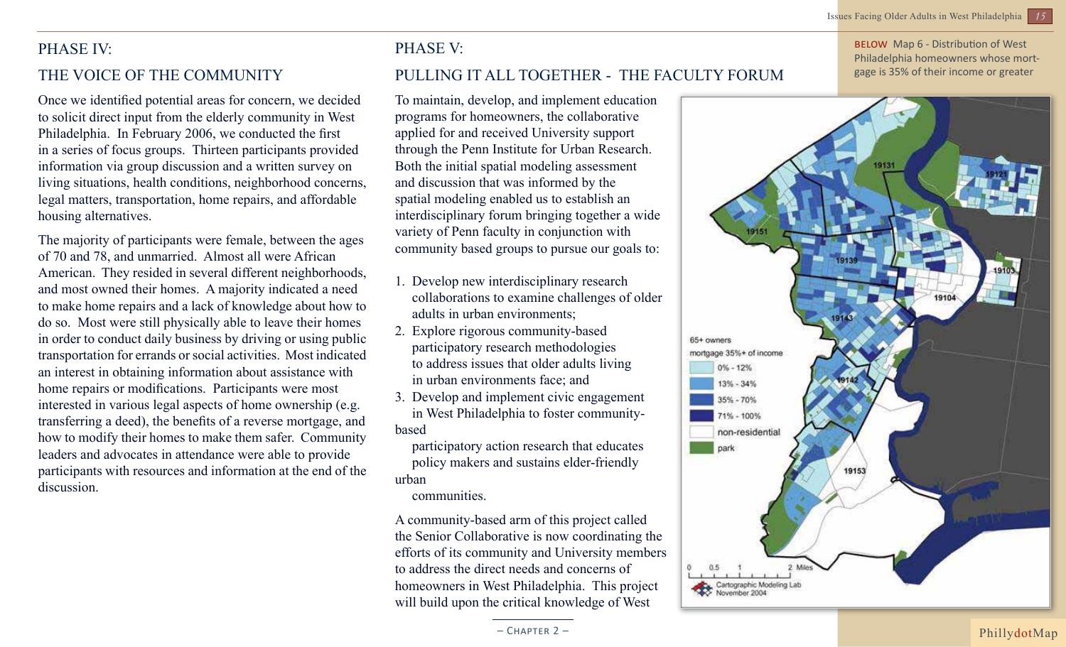## PHASE IV:

## THE VOICE OF THE COMMUNITY

Once we identified potential areas for concern, we decided to solicit direct input from the elderly community in West Philadelphia. In February 2006, we conducted the first in a series of focus groups. Thirteen participants provided information via group discussion and a written survey on living situations, health conditions, neighborhood concerns, legal matters, transportation, home repairs, and affordable housing alternatives.

The majority of participants were female, between the ages of 70 and 78, and unmarried. Almost all were African American. They resided in several different neighborhoods, and most owned their homes. A majority indicated a need to make home repairs and a lack of knowledge about how to do so. Most were still physically able to leave their homes in order to conduct daily business by driving or using public transportation for errands or social activities. Most indicated an interest in obtaining information about assistance with home repairs or modifications. Participants were most interested in various legal aspects of home ownership (e.g. transferring a deed), the benefits of a reverse mortgage, and how to modify their homes to make them safer. Community leaders and advocates in attendance were able to provide participants with resources and information at the end of the discussion.

## PHASE V:

## PULLING IT ALL TOGETHER - THE FACULTY FORUM

To maintain, develop, and implement education programs for homeowners, the collaborative applied for and received University support through the Penn Institute for Urban Research. Both the initial spatial modeling assessment and discussion that was informed by the spatial modeling enabled us to establish an interdisciplinary forum bringing together a wide variety of Penn faculty in conjunction with community based groups to pursue our goals to:

1. Develop new interdisciplinary research collaborations to examine challenges of older adults in urban environments;
2. Explore rigorous community-based participatory research methodologies to address issues that older adults living in urban environments face; and
3. Develop and implement civic engagement in West Philadelphia to foster community-based participatory action research that educates policy makers and sustains elder-friendly urban communities.

A community-based arm of this project called the Senior Collaborative is now coordinating the efforts of its community and University members to address the direct needs and concerns of homeowners in West Philadelphia. This project will build upon the critical knowledge of West

BELOW Map 6 - Distribution of West Philadelphia homeowners whose mortgage is 35% of their income or greater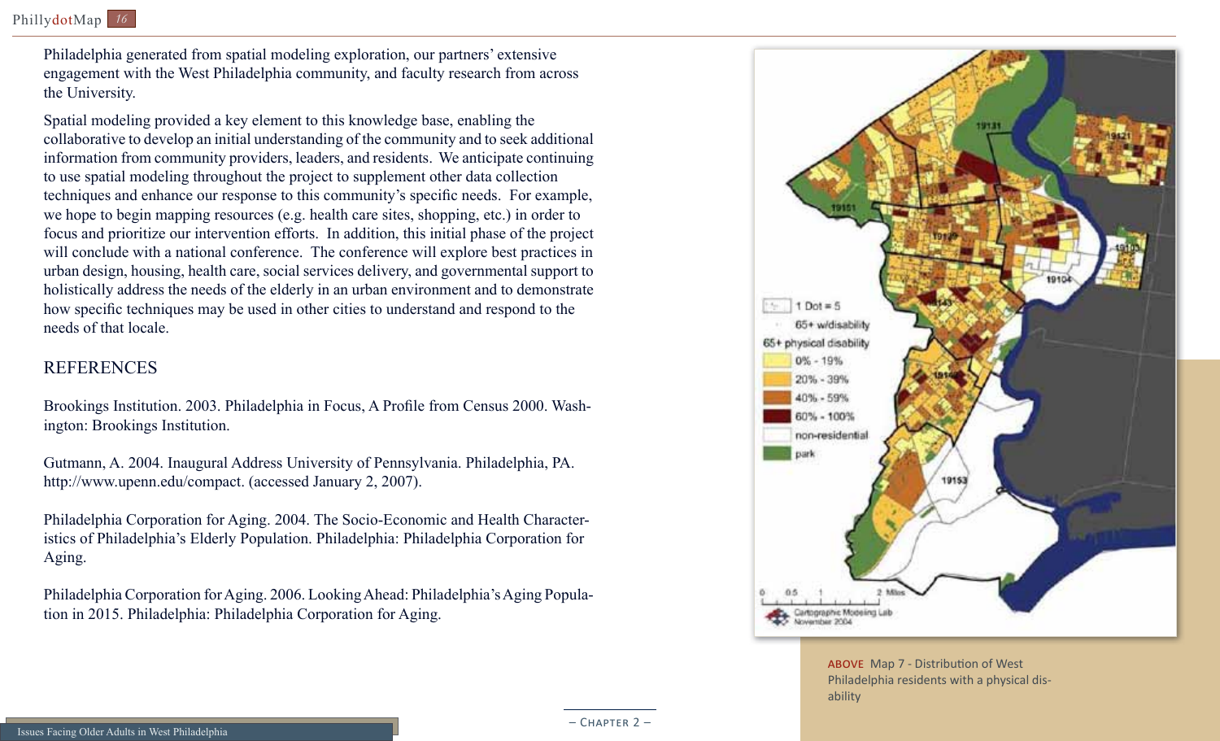Philadelphia generated from spatial modeling exploration, our partners' extensive engagement with the West Philadelphia community, and faculty research from across the University.

Spatial modeling provided a key element to this knowledge base, enabling the collaborative to develop an initial understanding of the community and to seek additional information from community providers, leaders, and residents. We anticipate continuing to use spatial modeling throughout the project to supplement other data collection techniques and enhance our response to this community's specific needs. For example, we hope to begin mapping resources (e.g. health care sites, shopping, etc.) in order to focus and prioritize our intervention efforts. In addition, this initial phase of the project will conclude with a national conference. The conference will explore best practices in urban design, housing, health care, social services delivery, and governmental support to holistically address the needs of the elderly in an urban environment and to demonstrate how specific techniques may be used in other cities to understand and respond to the needs of that locale.

## REFERENCES

Brookings Institution. 2003. Philadelphia in Focus, A Profile from Census 2000. Washington: Brookings Institution.

Gutmann, A. 2004. Inaugural Address University of Pennsylvania. Philadelphia, PA. http://www.upenn.edu/compact. (accessed January 2, 2007).

Philadelphia Corporation for Aging. 2004. The Socio-Economic and Health Characteristics of Philadelphia's Elderly Population. Philadelphia: Philadelphia Corporation for Aging.

Philadelphia Corporation for Aging. 2006. Looking Ahead: Philadelphia's Aging Population in 2015. Philadelphia: Philadelphia Corporation for Aging.

19131
19121
19151
19139
19103
19104
19143
19142
19153

1 Dot = 5
65+ w/disability
65+ physical disability
0% - 19%
20% - 39%
40% - 59%
60% - 100%
non-residential
park

0 0.5 1 2 Miles

Cartographic Modeling Lab
November 2004

**ABOVE** Map 7 - Distribution of West Philadelphia residents with a physical disability